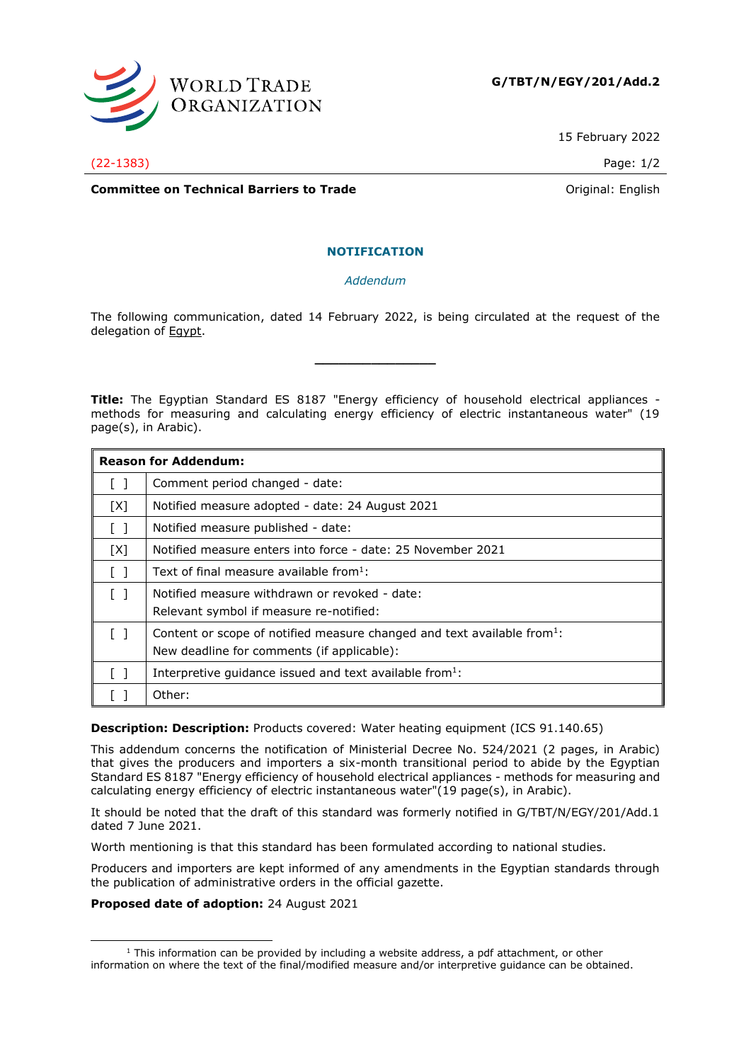WORLD TRADE ORGANIZATION

**G/TBT/N/EGY/201/Add.2**

15 February 2022

(22-1383)

**Committee on Technical Barriers to Trade**

Original: English

## NOTIFICATION

*Addendum*

The following communication, dated 14 February 2022, is being circulated at the request of the delegation of Egypt.

---

**Title:** The Egyptian Standard ES 8187 "Energy efficiency of household electrical appliances - methods for measuring and calculating energy efficiency of electric instantaneous water" (19 page(s), in Arabic).

| **Reason for Addendum:** | |
|---|---|
| [ ] | Comment period changed - date: |
| [X] | Notified measure adopted - date: 24 August 2021 |
| [ ] | Notified measure published - date: |
| [X] | Notified measure enters into force - date: 25 November 2021 |
| [ ] | Text of final measure available from[1]: |
| [ ] | Notified measure withdrawn or revoked - date:<br>Relevant symbol if measure re-notified: |
| [ ] | Content or scope of notified measure changed and text available from[1]:<br>New deadline for comments (if applicable): |
| [ ] | Interpretive guidance issued and text available from[1]: |
| [ ] | Other: |

**Description: Description:** Products covered: Water heating equipment (ICS 91.140.65)

This addendum concerns the notification of Ministerial Decree No. 524/2021 (2 pages, in Arabic) that gives the producers and importers a six-month transitional period to abide by the Egyptian Standard ES 8187 "Energy efficiency of household electrical appliances - methods for measuring and calculating energy efficiency of electric instantaneous water"(19 page(s), in Arabic).

It should be noted that the draft of this standard was formerly notified in G/TBT/N/EGY/201/Add.1 dated 7 June 2021.

Worth mentioning is that this standard has been formulated according to national studies.

Producers and importers are kept informed of any amendments in the Egyptian standards through the publication of administrative orders in the official gazette.

**Proposed date of adoption:** 24 August 2021

---

[1] This information can be provided by including a website address, a pdf attachment, or other information on where the text of the final/modified measure and/or interpretive guidance can be obtained.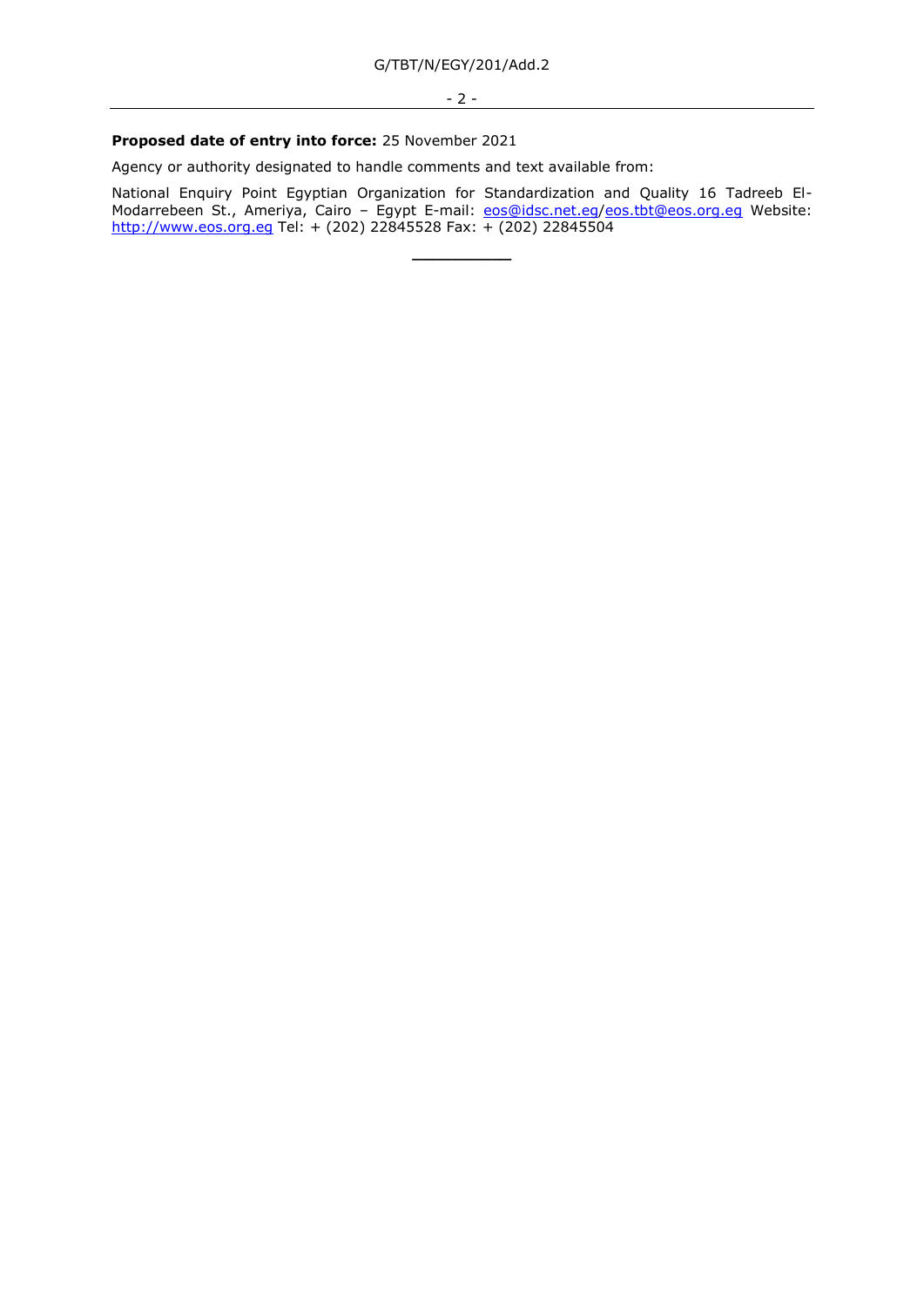**Proposed date of entry into force:** 25 November 2021

Agency or authority designated to handle comments and text available from:

National Enquiry Point Egyptian Organization for Standardization and Quality 16 Tadreeb El-Modarrebeen St., Ameriya, Cairo – Egypt E-mail: eos@idsc.net.eg/eos.tbt@eos.org.eg Website: http://www.eos.org.eg Tel: + (202) 22845528 Fax: + (202) 22845504

__________